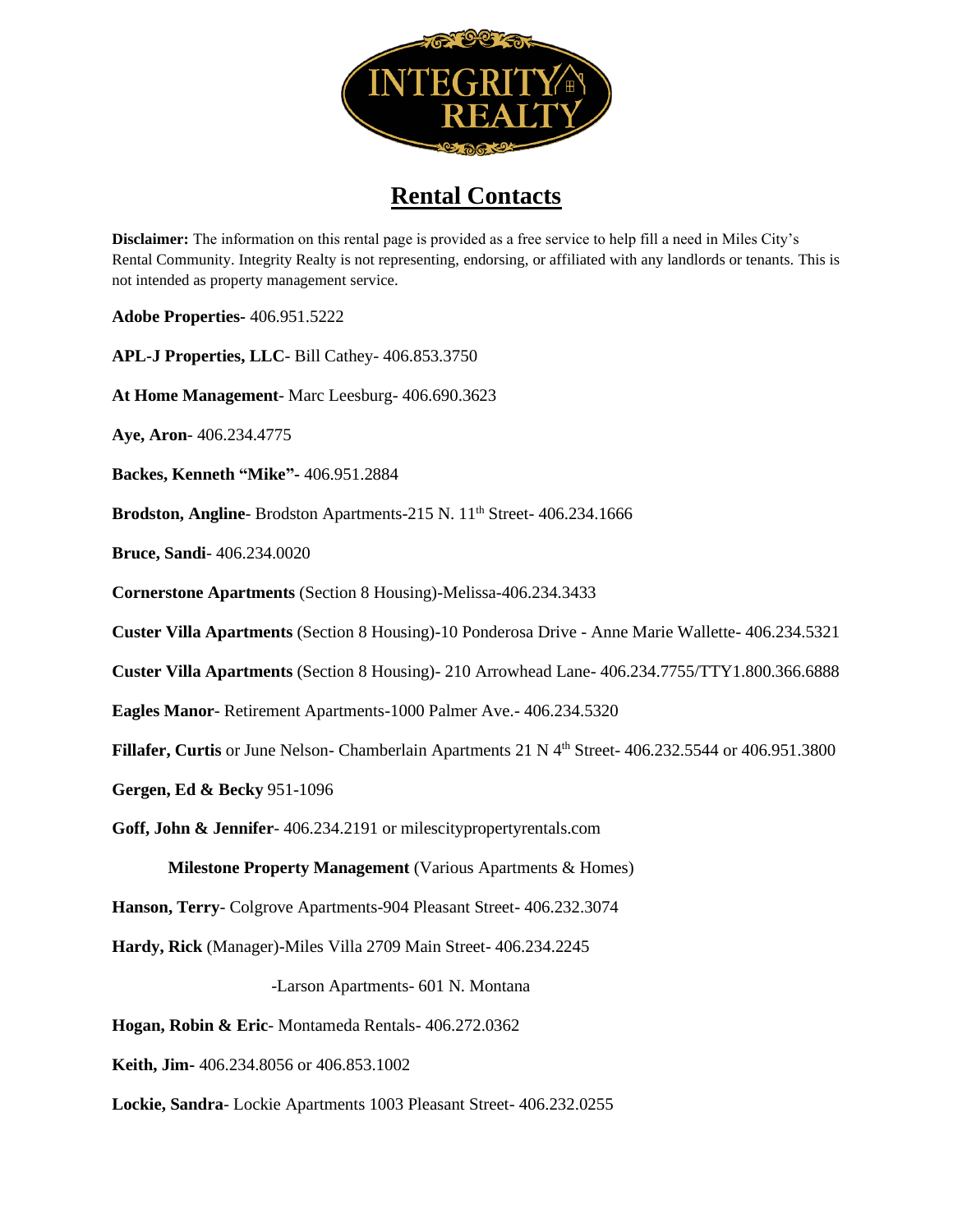# Rental Contacts

**Disclaimer:** The information on this rental page is provided as a free service to help fill a need in Miles City's Rental Community. Integrity Realty is not representing, endorsing, or affiliated with any landlords or tenants. This is not intended as property management service.

**Adobe Properties-** 406.951.5222

**APL-J Properties, LLC**- Bill Cathey- 406.853.3750

**At Home Management**- Marc Leesburg- 406.690.3623

**Aye, Aron**- 406.234.4775

**Backes, Kenneth "Mike"-** 406.951.2884

**Brodston, Angline**- Brodston Apartments-215 N. 11th Street- 406.234.1666

**Bruce, Sandi**- 406.234.0020

**Cornerstone Apartments** (Section 8 Housing)-Melissa-406.234.3433

**Custer Villa Apartments** (Section 8 Housing)-10 Ponderosa Drive - Anne Marie Wallette- 406.234.5321

**Custer Villa Apartments** (Section 8 Housing)- 210 Arrowhead Lane- 406.234.7755/TTY1.800.366.6888

**Eagles Manor**- Retirement Apartments-1000 Palmer Ave.- 406.234.5320

**Fillafer, Curtis** or June Nelson- Chamberlain Apartments 21 N 4th Street- 406.232.5544 or 406.951.3800

**Gergen, Ed & Becky** 951-1096

**Goff, John & Jennifer**- 406.234.2191 or milescitypropertyrentals.com

**Milestone Property Management** (Various Apartments & Homes)

**Hanson, Terry**- Colgrove Apartments-904 Pleasant Street- 406.232.3074

**Hardy, Rick** (Manager)-Miles Villa 2709 Main Street- 406.234.2245

-Larson Apartments- 601 N. Montana

**Hogan, Robin & Eric**- Montameda Rentals- 406.272.0362

**Keith, Jim**- 406.234.8056 or 406.853.1002

**Lockie, Sandra**- Lockie Apartments 1003 Pleasant Street- 406.232.0255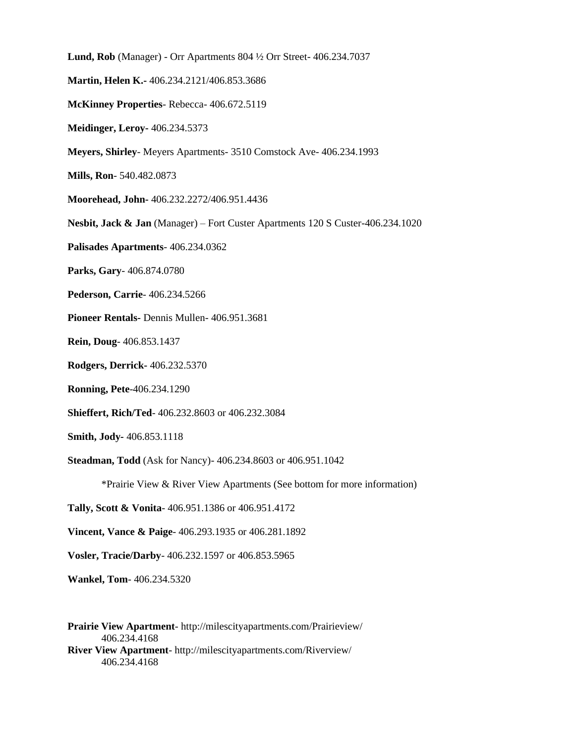**Lund, Rob** (Manager) - Orr Apartments 804 ½ Orr Street- 406.234.7037

**Martin, Helen K.-** 406.234.2121/406.853.3686

**McKinney Properties**- Rebecca- 406.672.5119

**Meidinger, Leroy-** 406.234.5373

**Meyers, Shirley**- Meyers Apartments- 3510 Comstock Ave- 406.234.1993

**Mills, Ron**- 540.482.0873

**Moorehead, John-** 406.232.2272/406.951.4436

**Nesbit, Jack & Jan** (Manager) – Fort Custer Apartments 120 S Custer-406.234.1020

**Palisades Apartments**- 406.234.0362

**Parks, Gary**- 406.874.0780

**Pederson, Carrie**- 406.234.5266

**Pioneer Rentals-** Dennis Mullen- 406.951.3681

**Rein, Doug**- 406.853.1437

**Rodgers, Derrick-** 406.232.5370

**Ronning, Pete**-406.234.1290

**Shieffert, Rich/Ted**- 406.232.8603 or 406.232.3084

**Smith, Jody-** 406.853.1118

**Steadman, Todd** (Ask for Nancy)- 406.234.8603 or 406.951.1042

*Prairie View & River View Apartments (See bottom for more information)

**Tally, Scott & Vonita**- 406.951.1386 or 406.951.4172

**Vincent, Vance & Paige**- 406.293.1935 or 406.281.1892

**Vosler, Tracie/Darby**- 406.232.1597 or 406.853.5965

**Wankel, Tom**- 406.234.5320

**Prairie View Apartment**- http://milescityapartments.com/Prairieview/
406.234.4168

**River View Apartment**- http://milescityapartments.com/Riverview/
406.234.4168